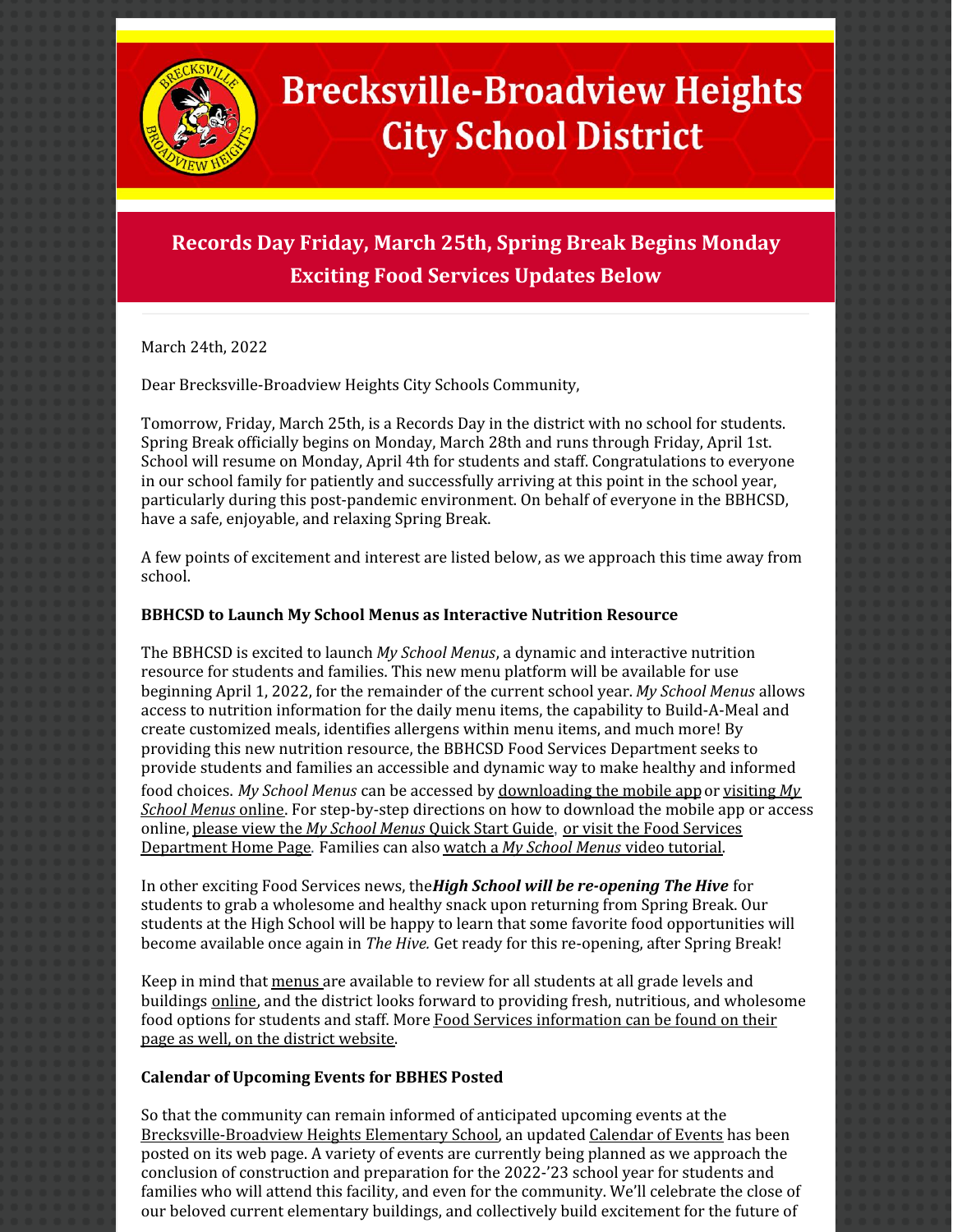# Brecksville-Broadview Heights City School District

## Records Day Friday, March 25th, Spring Break Begins Monday
## Exciting Food Services Updates Below

March 24th, 2022

Dear Brecksville-Broadview Heights City Schools Community,

Tomorrow, Friday, March 25th, is a Records Day in the district with no school for students. Spring Break officially begins on Monday, March 28th and runs through Friday, April 1st. School will resume on Monday, April 4th for students and staff. Congratulations to everyone in our school family for patiently and successfully arriving at this point in the school year, particularly during this post-pandemic environment. On behalf of everyone in the BBHCSD, have a safe, enjoyable, and relaxing Spring Break.

A few points of excitement and interest are listed below, as we approach this time away from school.

**BBHCSD to Launch My School Menus as Interactive Nutrition Resource**

The BBHCSD is excited to launch *My School Menus*, a dynamic and interactive nutrition resource for students and families. This new menu platform will be available for use beginning April 1, 2022, for the remainder of the current school year. *My School Menus* allows access to nutrition information for the daily menu items, the capability to Build-A-Meal and create customized meals, identifies allergens within menu items, and much more! By providing this new nutrition resource, the BBHCSD Food Services Department seeks to provide students and families an accessible and dynamic way to make healthy and informed food choices. *My School Menus* can be accessed by downloading the mobile app or visiting *My School Menus* online. For step-by-step directions on how to download the mobile app or access online, please view the *My School Menus* Quick Start Guide, or visit the Food Services Department Home Page. Families can also watch a *My School Menus* video tutorial.

In other exciting Food Services news, the ***High School will be re-opening The Hive*** for students to grab a wholesome and healthy snack upon returning from Spring Break. Our students at the High School will be happy to learn that some favorite food opportunities will become available once again in *The Hive.* Get ready for this re-opening, after Spring Break!

Keep in mind that menus are available to review for all students at all grade levels and buildings online, and the district looks forward to providing fresh, nutritious, and wholesome food options for students and staff. More Food Services information can be found on their page as well, on the district website.

**Calendar of Upcoming Events for BBHES Posted**

So that the community can remain informed of anticipated upcoming events at the Brecksville-Broadview Heights Elementary School, an updated Calendar of Events has been posted on its web page. A variety of events are currently being planned as we approach the conclusion of construction and preparation for the 2022-'23 school year for students and families who will attend this facility, and even for the community. We'll celebrate the close of our beloved current elementary buildings, and collectively build excitement for the future of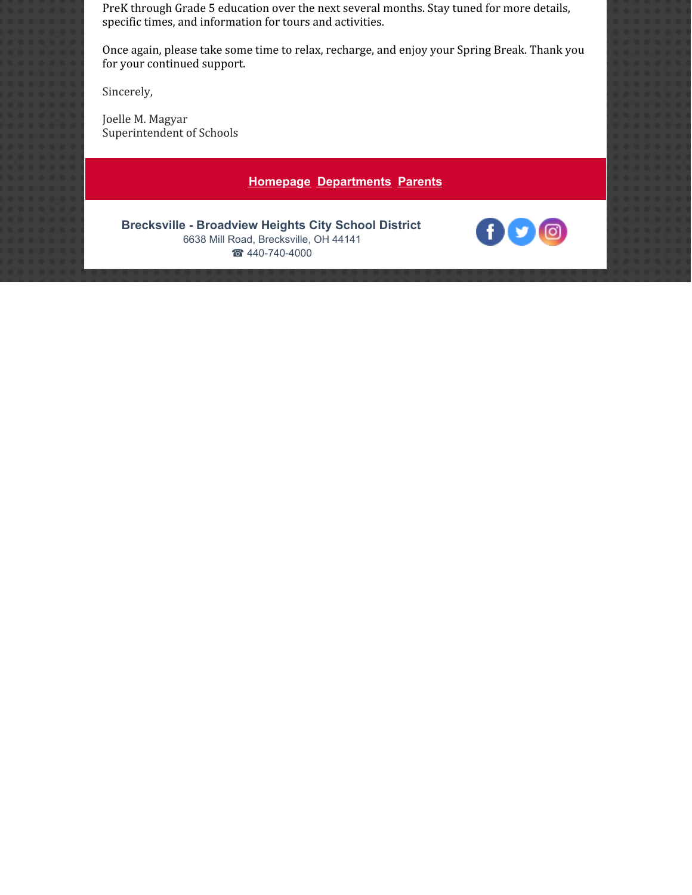PreK through Grade 5 education over the next several months. Stay tuned for more details, specific times, and information for tours and activities.

Once again, please take some time to relax, recharge, and enjoy your Spring Break. Thank you for your continued support.

Sincerely,

Joelle M. Magyar
Superintendent of Schools

**Homepage** **Departments** **Parents**

**Brecksville - Broadview Heights City School District**
6638 Mill Road, Brecksville, OH 44141
☎ 440-740-4000